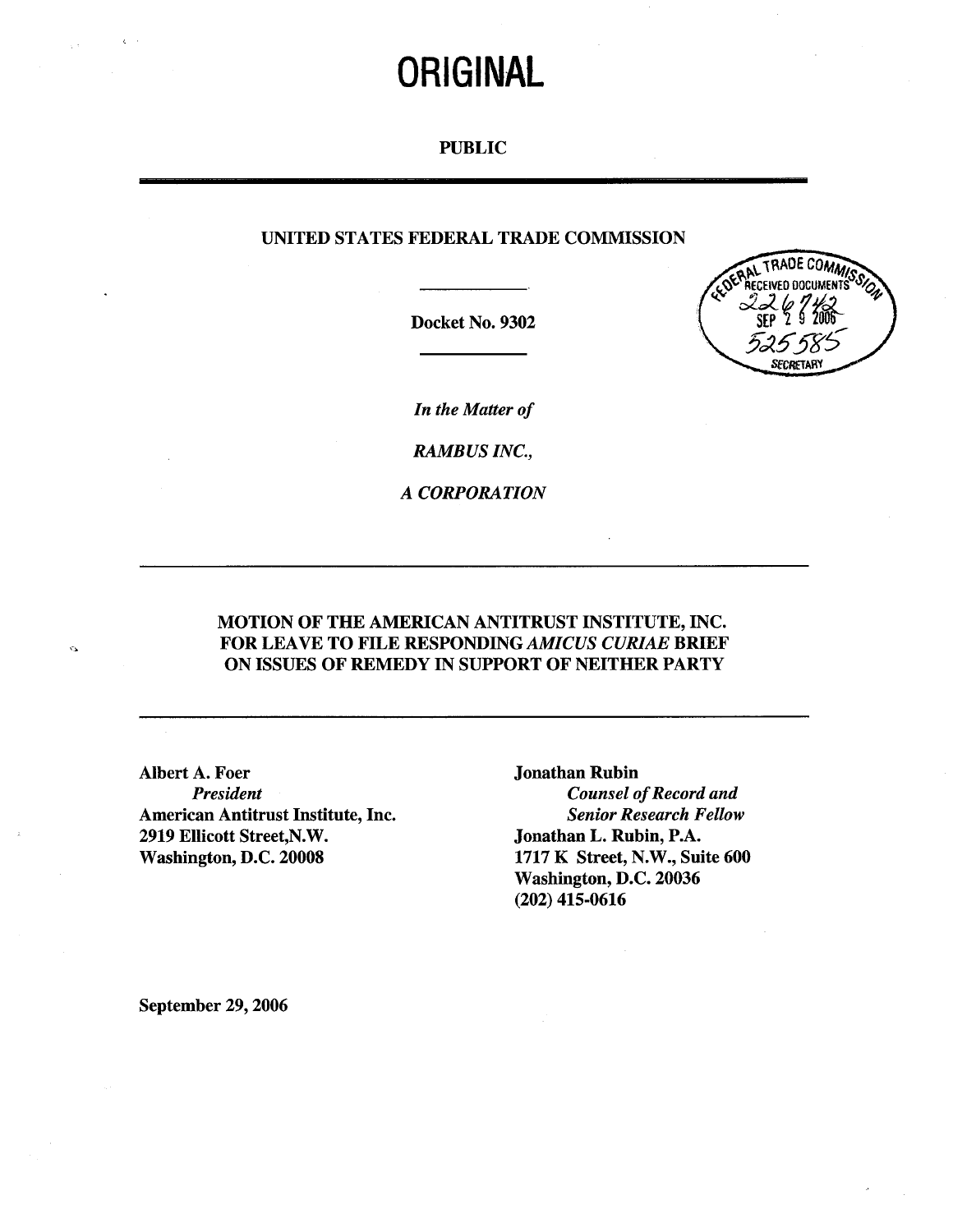# ORIGINAL

**PUBLIC**

---

**UNITED STATES FEDERAL TRADE COMMISSION**

---

**Docket No. 9302**

---

FEDERAL TRADE COMMISSION RECEIVED DOCUMENTS 226742 SEP 29 2006 525585 SECRETARY

*In the Matter of*

*RAMBUS INC.,*

*A CORPORATION*

---

**MOTION OF THE AMERICAN ANTITRUST INSTITUTE, INC. FOR LEAVE TO FILE RESPONDING *AMICUS CURIAE* BRIEF ON ISSUES OF REMEDY IN SUPPORT OF NEITHER PARTY**

---

**Albert A. Foer**
***President***
**American Antitrust Institute, Inc.**
**2919 Ellicott Street,N.W.**
**Washington, D.C. 20008**

**Jonathan Rubin**
***Counsel of Record and***
***Senior Research Fellow***
**Jonathan L. Rubin, P.A.**
**1717 K Street, N.W., Suite 600**
**Washington, D.C. 20036**
**(202) 415-0616**

**September 29, 2006**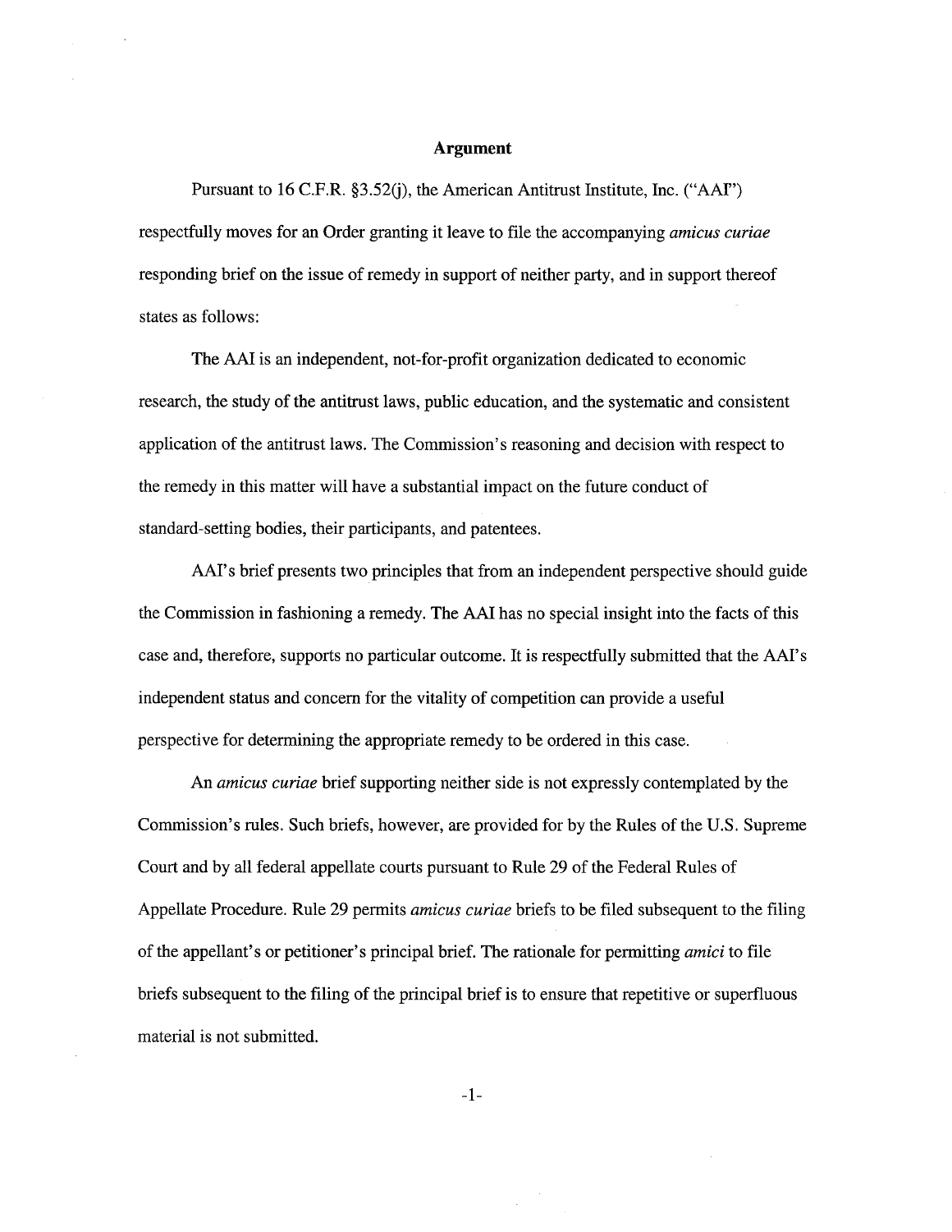## Argument

Pursuant to 16 C.F.R. §3.52(j), the American Antitrust Institute, Inc. ("AAI") respectfully moves for an Order granting it leave to file the accompanying *amicus curiae* responding brief on the issue of remedy in support of neither party, and in support thereof states as follows:

The AAI is an independent, not-for-profit organization dedicated to economic research, the study of the antitrust laws, public education, and the systematic and consistent application of the antitrust laws. The Commission's reasoning and decision with respect to the remedy in this matter will have a substantial impact on the future conduct of standard-setting bodies, their participants, and patentees.

AAI's brief presents two principles that from an independent perspective should guide the Commission in fashioning a remedy. The AAI has no special insight into the facts of this case and, therefore, supports no particular outcome. It is respectfully submitted that the AAI's independent status and concern for the vitality of competition can provide a useful perspective for determining the appropriate remedy to be ordered in this case.

An *amicus curiae* brief supporting neither side is not expressly contemplated by the Commission's rules. Such briefs, however, are provided for by the Rules of the U.S. Supreme Court and by all federal appellate courts pursuant to Rule 29 of the Federal Rules of Appellate Procedure. Rule 29 permits *amicus curiae* briefs to be filed subsequent to the filing of the appellant's or petitioner's principal brief. The rationale for permitting *amici* to file briefs subsequent to the filing of the principal brief is to ensure that repetitive or superfluous material is not submitted.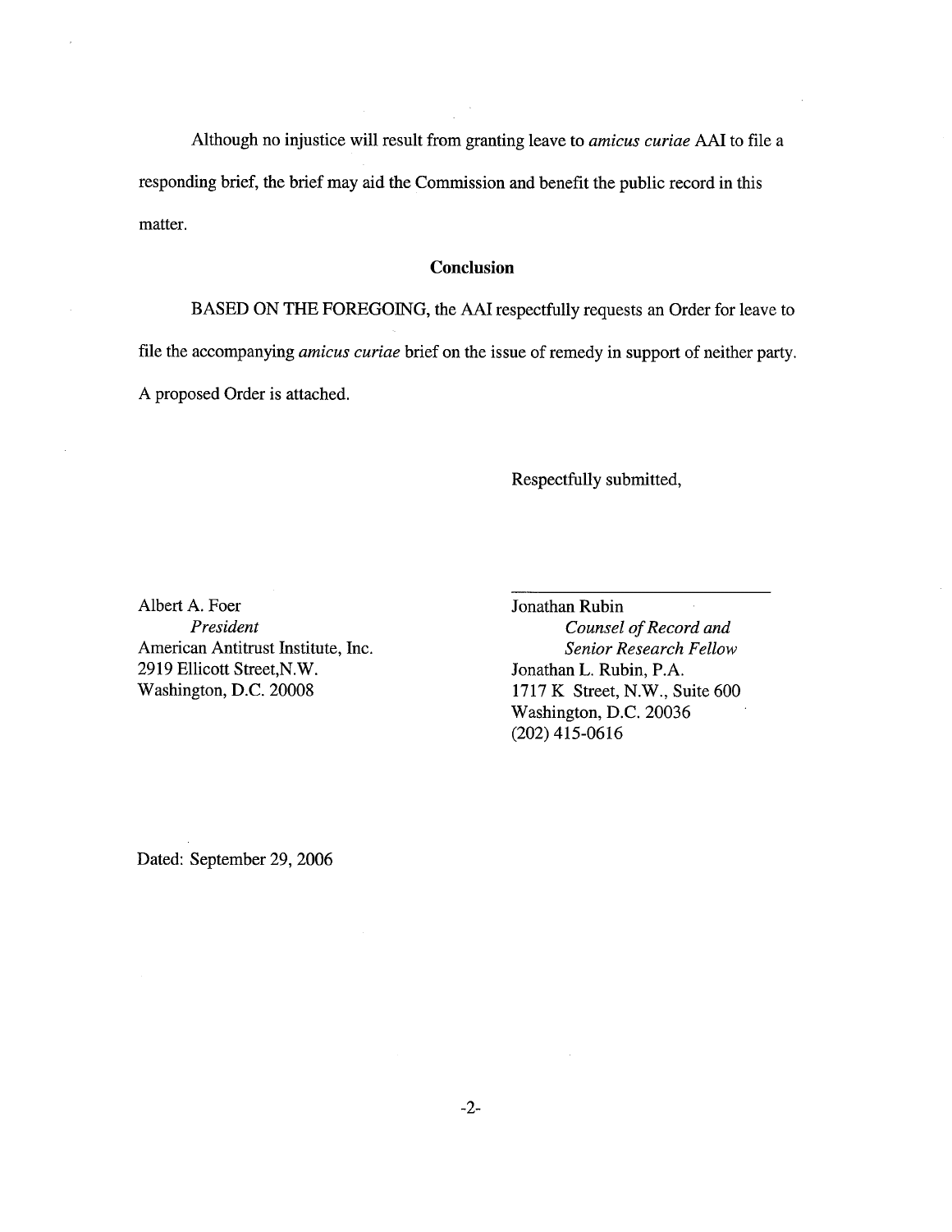Although no injustice will result from granting leave to *amicus curiae* AAI to file a responding brief, the brief may aid the Commission and benefit the public record in this matter.

## Conclusion

BASED ON THE FOREGOING, the AAI respectfully requests an Order for leave to file the accompanying *amicus curiae* brief on the issue of remedy in support of neither party. A proposed Order is attached.

Respectfully submitted,

Albert A. Foer
*President*
American Antitrust Institute, Inc.
2919 Ellicott Street,N.W.
Washington, D.C. 20008

Jonathan Rubin
*Counsel of Record and Senior Research Fellow*
Jonathan L. Rubin, P.A.
1717 K Street, N.W., Suite 600
Washington, D.C. 20036
(202) 415-0616

Dated: September 29, 2006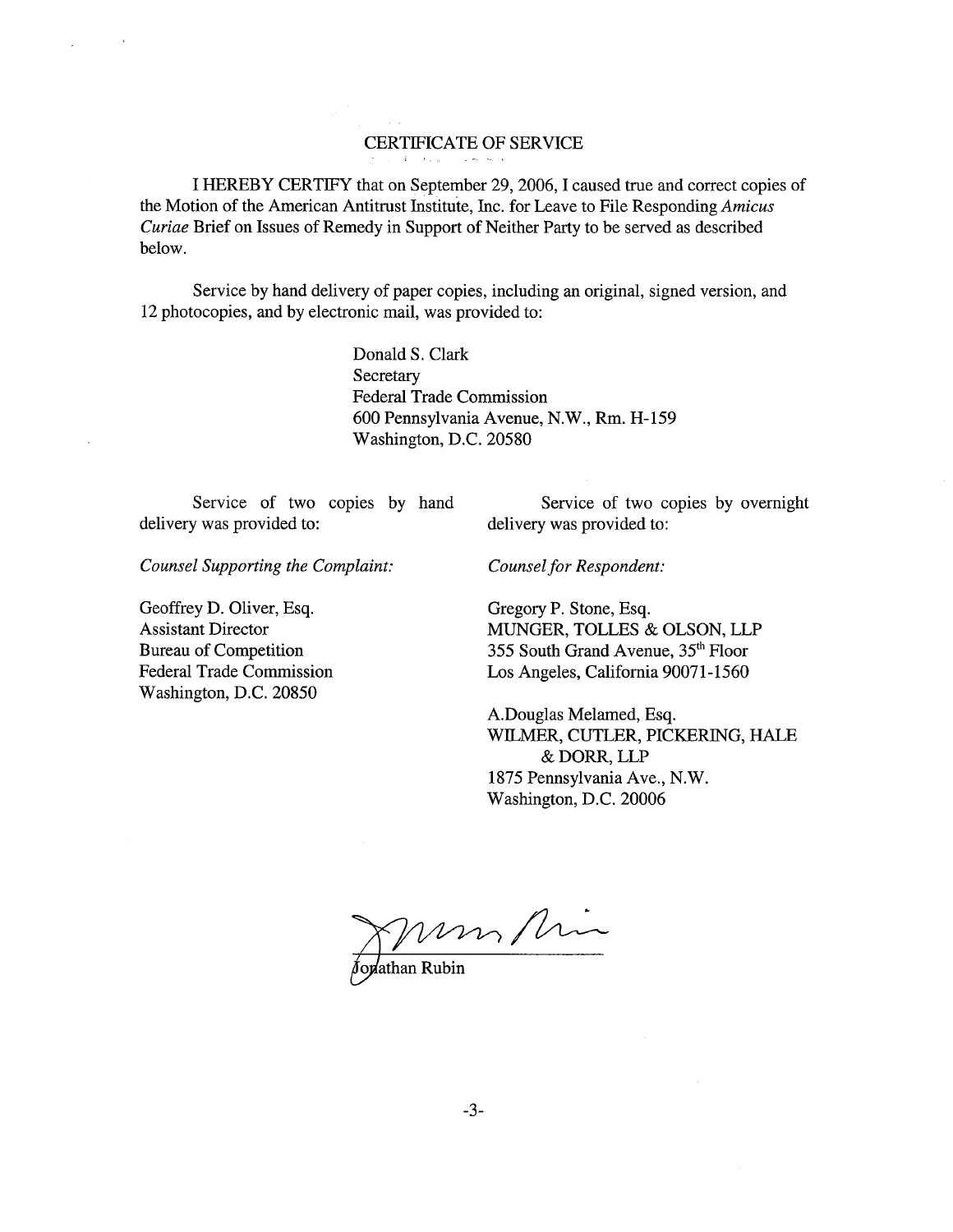## CERTIFICATE OF SERVICE

I HEREBY CERTIFY that on September 29, 2006, I caused true and correct copies of the Motion of the American Antitrust Institute, Inc. for Leave to File Responding *Amicus Curiae* Brief on Issues of Remedy in Support of Neither Party to be served as described below.

Service by hand delivery of paper copies, including an original, signed version, and 12 photocopies, and by electronic mail, was provided to:

Donald S. Clark
Secretary
Federal Trade Commission
600 Pennsylvania Avenue, N.W., Rm. H-159
Washington, D.C. 20580

Service of two copies by hand delivery was provided to:

*Counsel Supporting the Complaint:*

Geoffrey D. Oliver, Esq.
Assistant Director
Bureau of Competition
Federal Trade Commission
Washington, D.C. 20850

Service of two copies by overnight delivery was provided to:

*Counsel for Respondent:*

Gregory P. Stone, Esq.
MUNGER, TOLLES & OLSON, LLP
355 South Grand Avenue, 35th Floor
Los Angeles, California 90071-1560

A.Douglas Melamed, Esq.
WILMER, CUTLER, PICKERING, HALE & DORR, LLP
1875 Pennsylvania Ave., N.W.
Washington, D.C. 20006

Jonathan Rubin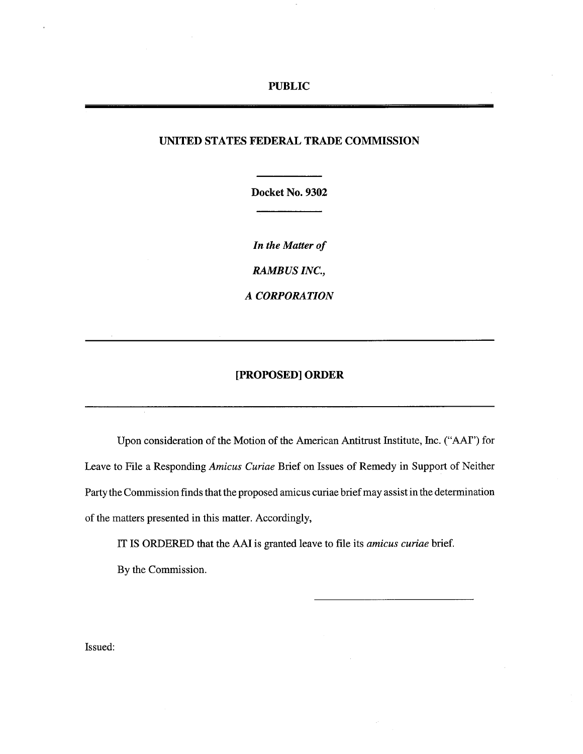**PUBLIC**

---

# UNITED STATES FEDERAL TRADE COMMISSION

---

**Docket No. 9302**

---

*In the Matter of*

*RAMBUS INC.,*

*A CORPORATION*

---

## [PROPOSED] ORDER

---

Upon consideration of the Motion of the American Antitrust Institute, Inc. ("AAI") for Leave to File a Responding *Amicus Curiae* Brief on Issues of Remedy in Support of Neither Party the Commission finds that the proposed amicus curiae brief may assist in the determination of the matters presented in this matter. Accordingly,

IT IS ORDERED that the AAI is granted leave to file its *amicus curiae* brief.

By the Commission.

\_\_\_\_\_\_\_\_\_\_\_\_\_\_\_\_\_\_\_\_\_\_\_\_\_\_\_\_\_\_

Issued: